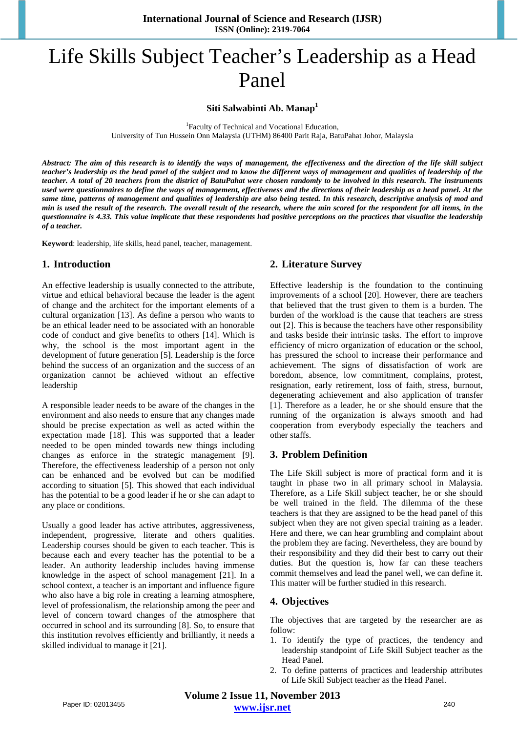# Life Skills Subject Teacher's Leadership as a Head Panel

**Siti Salwabinti Ab. Manap**[1]

[1]Faculty of Technical and Vocational Education,
University of Tun Hussein Onn Malaysia (UTHM) 86400 Parit Raja, BatuPahat Johor, Malaysia

***Abstract:** The aim of this research is to identify the ways of management, the effectiveness and the direction of the life skill subject teacher's leadership as the head panel of the subject and to know the different ways of management and qualities of leadership of the teacher. A total of 20 teachers from the district of BatuPahat were chosen randomly to be involved in this research. The instruments used were questionnaires to define the ways of management, effectiveness and the directions of their leadership as a head panel. At the same time, patterns of management and qualities of leadership are also being tested. In this research, descriptive analysis of mod and min is used the result of the research. The overall result of the research, where the min scored for the respondent for all items, in the questionnaire is 4.33. This value implicate that these respondents had positive perceptions on the practices that visualize the leadership of a teacher.*

**Keyword**: leadership, life skills, head panel, teacher, management.

## 1. Introduction

An effective leadership is usually connected to the attribute, virtue and ethical behavioral because the leader is the agent of change and the architect for the important elements of a cultural organization [13]. As define a person who wants to be an ethical leader need to be associated with an honorable code of conduct and give benefits to others [14]. Which is why, the school is the most important agent in the development of future generation [5]. Leadership is the force behind the success of an organization and the success of an organization cannot be achieved without an effective leadership

A responsible leader needs to be aware of the changes in the environment and also needs to ensure that any changes made should be precise expectation as well as acted within the expectation made [18]. This was supported that a leader needed to be open minded towards new things including changes as enforce in the strategic management [9]. Therefore, the effectiveness leadership of a person not only can be enhanced and be evolved but can be modified according to situation [5]. This showed that each individual has the potential to be a good leader if he or she can adapt to any place or conditions.

Usually a good leader has active attributes, aggressiveness, independent, progressive, literate and others qualities. Leadership courses should be given to each teacher. This is because each and every teacher has the potential to be a leader. An authority leadership includes having immense knowledge in the aspect of school management [21]. In a school context, a teacher is an important and influence figure who also have a big role in creating a learning atmosphere, level of professionalism, the relationship among the peer and level of concern toward changes of the atmosphere that occurred in school and its surrounding [8]. So, to ensure that this institution revolves efficiently and brilliantly, it needs a skilled individual to manage it [21].

## 2. Literature Survey

Effective leadership is the foundation to the continuing improvements of a school [20]. However, there are teachers that believed that the trust given to them is a burden. The burden of the workload is the cause that teachers are stress out [2]. This is because the teachers have other responsibility and tasks beside their intrinsic tasks. The effort to improve efficiency of micro organization of education or the school, has pressured the school to increase their performance and achievement. The signs of dissatisfaction of work are boredom, absence, low commitment, complains, protest, resignation, early retirement, loss of faith, stress, burnout, degenerating achievement and also application of transfer [1]. Therefore as a leader, he or she should ensure that the running of the organization is always smooth and had cooperation from everybody especially the teachers and other staffs.

## 3. Problem Definition

The Life Skill subject is more of practical form and it is taught in phase two in all primary school in Malaysia. Therefore, as a Life Skill subject teacher, he or she should be well trained in the field. The dilemma of the these teachers is that they are assigned to be the head panel of this subject when they are not given special training as a leader. Here and there, we can hear grumbling and complaint about the problem they are facing. Nevertheless, they are bound by their responsibility and they did their best to carry out their duties. But the question is, how far can these teachers commit themselves and lead the panel well, we can define it. This matter will be further studied in this research.

## 4. Objectives

The objectives that are targeted by the researcher are as follow:

1. To identify the type of practices, the tendency and leadership standpoint of Life Skill Subject teacher as the Head Panel.
2. To define patterns of practices and leadership attributes of Life Skill Subject teacher as the Head Panel.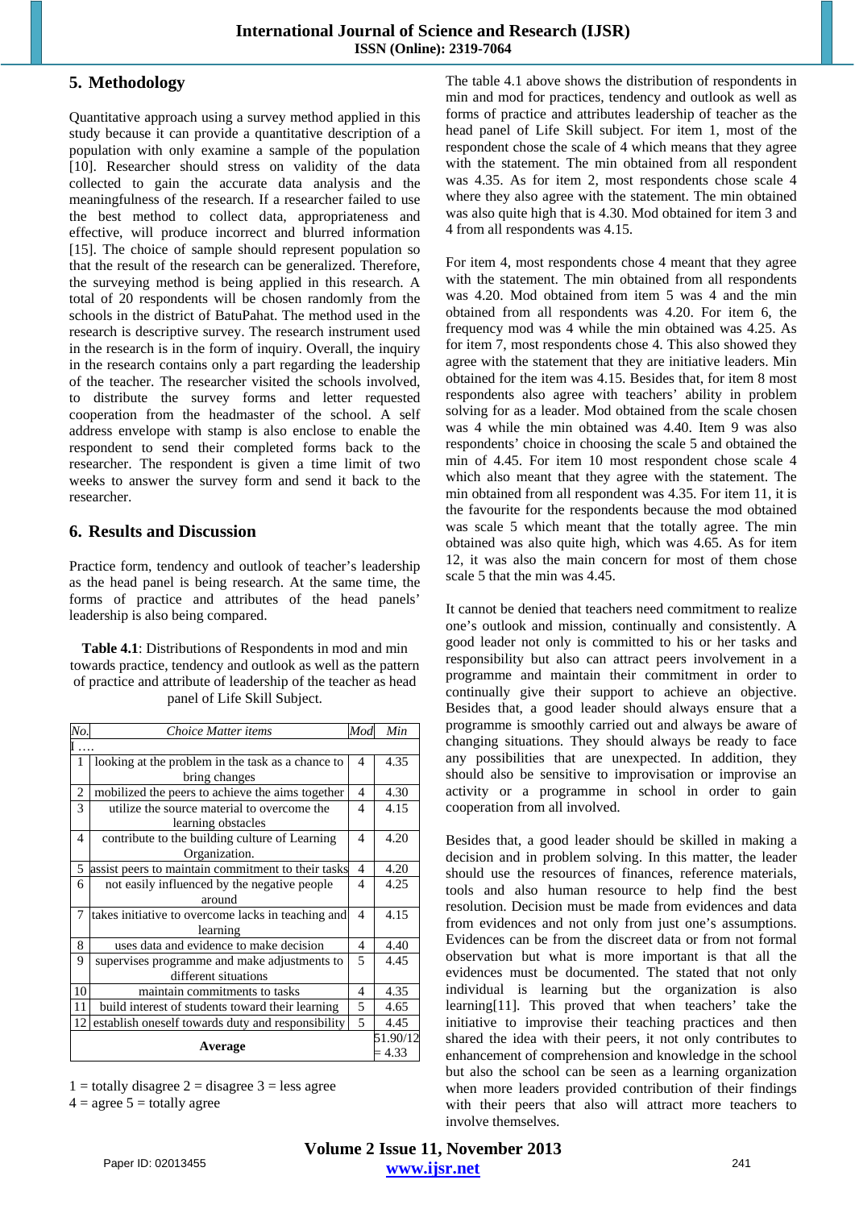## 5. Methodology

Quantitative approach using a survey method applied in this study because it can provide a quantitative description of a population with only examine a sample of the population [10]. Researcher should stress on validity of the data collected to gain the accurate data analysis and the meaningfulness of the research. If a researcher failed to use the best method to collect data, appropriateness and effective, will produce incorrect and blurred information [15]. The choice of sample should represent population so that the result of the research can be generalized. Therefore, the surveying method is being applied in this research. A total of 20 respondents will be chosen randomly from the schools in the district of BatuPahat. The method used in the research is descriptive survey. The research instrument used in the research is in the form of inquiry. Overall, the inquiry in the research contains only a part regarding the leadership of the teacher. The researcher visited the schools involved, to distribute the survey forms and letter requested cooperation from the headmaster of the school. A self address envelope with stamp is also enclose to enable the respondent to send their completed forms back to the researcher. The respondent is given a time limit of two weeks to answer the survey form and send it back to the researcher.

## 6. Results and Discussion

Practice form, tendency and outlook of teacher's leadership as the head panel is being research. At the same time, the forms of practice and attributes of the head panels' leadership is also being compared.

**Table 4.1**: Distributions of Respondents in mod and min towards practice, tendency and outlook as well as the pattern of practice and attribute of leadership of the teacher as head panel of Life Skill Subject.

| *No.* | *Choice Matter items* | *Mod* | *Min* |
|---|---|---|---|
| I …. | | | |
| 1 | looking at the problem in the task as a chance to bring changes | 4 | 4.35 |
| 2 | mobilized the peers to achieve the aims together | 4 | 4.30 |
| 3 | utilize the source material to overcome the learning obstacles | 4 | 4.15 |
| 4 | contribute to the building culture of Learning Organization. | 4 | 4.20 |
| 5 | assist peers to maintain commitment to their tasks | 4 | 4.20 |
| 6 | not easily influenced by the negative people around | 4 | 4.25 |
| 7 | takes initiative to overcome lacks in teaching and learning | 4 | 4.15 |
| 8 | uses data and evidence to make decision | 4 | 4.40 |
| 9 | supervises programme and make adjustments to different situations | 5 | 4.45 |
| 10 | maintain commitments to tasks | 4 | 4.35 |
| 11 | build interest of students toward their learning | 5 | 4.65 |
| 12 | establish oneself towards duty and responsibility | 5 | 4.45 |
| | **Average** | | 51.90/12 = 4.33 |

1 = totally disagree 2 = disagree 3 = less agree
4 = agree 5 = totally agree

The table 4.1 above shows the distribution of respondents in min and mod for practices, tendency and outlook as well as forms of practice and attributes leadership of teacher as the head panel of Life Skill subject. For item 1, most of the respondent chose the scale of 4 which means that they agree with the statement. The min obtained from all respondent was 4.35. As for item 2, most respondents chose scale 4 where they also agree with the statement. The min obtained was also quite high that is 4.30. Mod obtained for item 3 and 4 from all respondents was 4.15.

For item 4, most respondents chose 4 meant that they agree with the statement. The min obtained from all respondents was 4.20. Mod obtained from item 5 was 4 and the min obtained from all respondents was 4.20. For item 6, the frequency mod was 4 while the min obtained was 4.25. As for item 7, most respondents chose 4. This also showed they agree with the statement that they are initiative leaders. Min obtained for the item was 4.15. Besides that, for item 8 most respondents also agree with teachers' ability in problem solving for as a leader. Mod obtained from the scale chosen was 4 while the min obtained was 4.40. Item 9 was also respondents' choice in choosing the scale 5 and obtained the min of 4.45. For item 10 most respondent chose scale 4 which also meant that they agree with the statement. The min obtained from all respondent was 4.35. For item 11, it is the favourite for the respondents because the mod obtained was scale 5 which meant that the totally agree. The min obtained was also quite high, which was 4.65. As for item 12, it was also the main concern for most of them chose scale 5 that the min was 4.45.

It cannot be denied that teachers need commitment to realize one's outlook and mission, continually and consistently. A good leader not only is committed to his or her tasks and responsibility but also can attract peers involvement in a programme and maintain their commitment in order to continually give their support to achieve an objective. Besides that, a good leader should always ensure that a programme is smoothly carried out and always be aware of changing situations. They should always be ready to face any possibilities that are unexpected. In addition, they should also be sensitive to improvisation or improvise an activity or a programme in school in order to gain cooperation from all involved.

Besides that, a good leader should be skilled in making a decision and in problem solving. In this matter, the leader should use the resources of finances, reference materials, tools and also human resource to help find the best resolution. Decision must be made from evidences and data from evidences and not only from just one's assumptions. Evidences can be from the discreet data or from not formal observation but what is more important is that all the evidences must be documented. The stated that not only individual is learning but the organization is also learning[11]. This proved that when teachers' take the initiative to improvise their teaching practices and then shared the idea with their peers, it not only contributes to enhancement of comprehension and knowledge in the school but also the school can be seen as a learning organization when more leaders provided contribution of their findings with their peers that also will attract more teachers to involve themselves.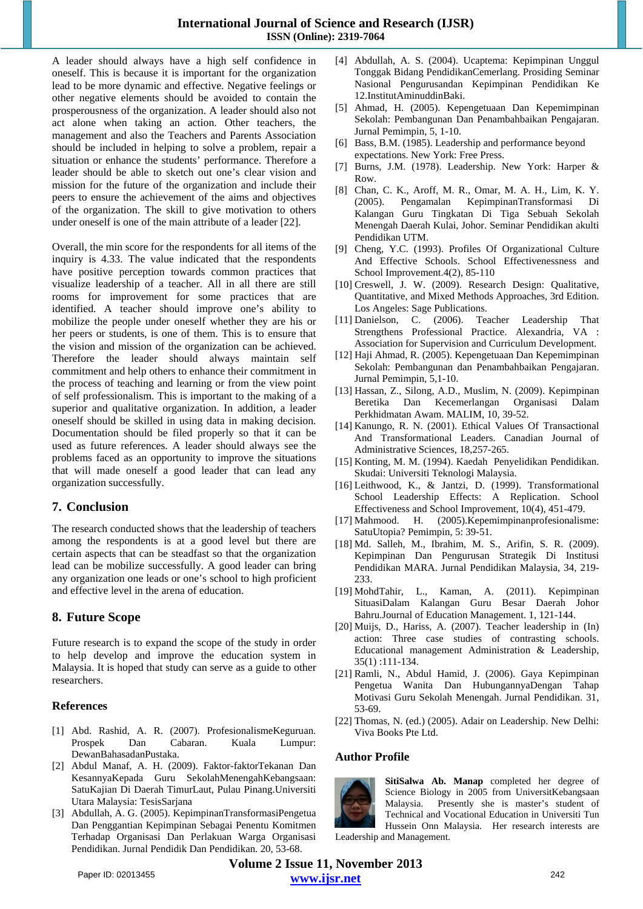A leader should always have a high self confidence in oneself. This is because it is important for the organization lead to be more dynamic and effective. Negative feelings or other negative elements should be avoided to contain the prosperousness of the organization. A leader should also not act alone when taking an action. Other teachers, the management and also the Teachers and Parents Association should be included in helping to solve a problem, repair a situation or enhance the students' performance. Therefore a leader should be able to sketch out one's clear vision and mission for the future of the organization and include their peers to ensure the achievement of the aims and objectives of the organization. The skill to give motivation to others under oneself is one of the main attribute of a leader [22].

Overall, the min score for the respondents for all items of the inquiry is 4.33. The value indicated that the respondents have positive perception towards common practices that visualize leadership of a teacher. All in all there are still rooms for improvement for some practices that are identified. A teacher should improve one's ability to mobilize the people under oneself whether they are his or her peers or students, is one of them. This is to ensure that the vision and mission of the organization can be achieved. Therefore the leader should always maintain self commitment and help others to enhance their commitment in the process of teaching and learning or from the view point of self professionalism. This is important to the making of a superior and qualitative organization. In addition, a leader oneself should be skilled in using data in making decision. Documentation should be filed properly so that it can be used as future references. A leader should always see the problems faced as an opportunity to improve the situations that will made oneself a good leader that can lead any organization successfully.

## 7. Conclusion

The research conducted shows that the leadership of teachers among the respondents is at a good level but there are certain aspects that can be steadfast so that the organization lead can be mobilize successfully. A good leader can bring any organization one leads or one's school to high proficient and effective level in the arena of education.

## 8. Future Scope

Future research is to expand the scope of the study in order to help develop and improve the education system in Malaysia. It is hoped that study can serve as a guide to other researchers.

## References

[1] Abd. Rashid, A. R. (2007). ProfesionalismeKeguruan. Prospek Dan Cabaran. Kuala Lumpur: DewanBahasadanPustaka.

[2] Abdul Manaf, A. H. (2009). Faktor-faktorTekanan Dan KesannyaKepada Guru SekolahMenengahKebangsaan: SatuKajian Di Daerah TimurLaut, Pulau Pinang.Universiti Utara Malaysia: TesisSarjana

[3] Abdullah, A. G. (2005). KepimpinanTransformasiPengetua Dan Penggantian Kepimpinan Sebagai Penentu Komitmen Terhadap Organisasi Dan Perlakuan Warga Organisasi Pendidikan. Jurnal Pendidik Dan Pendidikan. 20, 53-68.

[4] Abdullah, A. S. (2004). Ucaptema: Kepimpinan Unggul Tonggak Bidang PendidikanCemerlang. Prosiding Seminar Nasional Pengurusandan Kepimpinan Pendidikan Ke 12.InstitutAminuddinBaki.

[5] Ahmad, H. (2005). Kepengetuaan Dan Kepemimpinan Sekolah: Pembangunan Dan Penambahbaikan Pengajaran. Jurnal Pemimpin, 5, 1-10.

[6] Bass, B.M. (1985). Leadership and performance beyond expectations. New York: Free Press.

[7] Burns, J.M. (1978). Leadership. New York: Harper & Row.

[8] Chan, C. K., Aroff, M. R., Omar, M. A. H., Lim, K. Y. (2005). Pengamalan KepimpinanTransformasi Di Kalangan Guru Tingkatan Di Tiga Sebuah Sekolah Menengah Daerah Kulai, Johor. Seminar Pendidikan akulti Pendidikan UTM.

[9] Cheng, Y.C. (1993). Profiles Of Organizational Culture And Effective Schools. School Effectivenessness and School Improvement.4(2), 85-110

[10] Creswell, J. W. (2009). Research Design: Qualitative, Quantitative, and Mixed Methods Approaches, 3rd Edition. Los Angeles: Sage Publications.

[11] Danielson, C. (2006). Teacher Leadership That Strengthens Professional Practice. Alexandria, VA : Association for Supervision and Curriculum Development.

[12] Haji Ahmad, R. (2005). Kepengetuaan Dan Kepemimpinan Sekolah: Pembangunan dan Penambahbaikan Pengajaran. Jurnal Pemimpin, 5,1-10.

[13] Hassan, Z., Silong, A.D., Muslim, N. (2009). Kepimpinan Beretika Dan Kecemerlangan Organisasi Dalam Perkhidmatan Awam. MALIM, 10, 39-52.

[14] Kanungo, R. N. (2001). Ethical Values Of Transactional And Transformational Leaders. Canadian Journal of Administrative Sciences, 18,257-265.

[15] Konting, M. M. (1994). Kaedah Penyelidikan Pendidikan. Skudai: Universiti Teknologi Malaysia.

[16] Leithwood, K., & Jantzi, D. (1999). Transformational School Leadership Effects: A Replication. School Effectiveness and School Improvement, 10(4), 451-479.

[17] Mahmood. H. (2005).Kepemimpinanprofesionalisme: SatuUtopia? Pemimpin, 5: 39-51.

[18] Md. Salleh, M., Ibrahim, M. S., Arifin, S. R. (2009). Kepimpinan Dan Pengurusan Strategik Di Institusi Pendidikan MARA. Jurnal Pendidikan Malaysia, 34, 219-233.

[19] MohdTahir, L., Kaman, A. (2011). Kepimpinan SituasiDalam Kalangan Guru Besar Daerah Johor Bahru.Journal of Education Management. 1, 121-144.

[20] Muijs, D., Hariss, A. (2007). Teacher leadership in (In) action: Three case studies of contrasting schools. Educational management Administration & Leadership, 35(1) :111-134.

[21] Ramli, N., Abdul Hamid, J. (2006). Gaya Kepimpinan Pengetua Wanita Dan HubungannyaDengan Tahap Motivasi Guru Sekolah Menengah. Jurnal Pendidikan. 31, 53-69.

[22] Thomas, N. (ed.) (2005). Adair on Leadership. New Delhi: Viva Books Pte Ltd.

## Author Profile

**SitiSalwa Ab. Manap** completed her degree of Science Biology in 2005 from UniversitKebangsaan Malaysia. Presently she is master's student of Technical and Vocational Education in Universiti Tun Hussein Onn Malaysia. Her research interests are Leadership and Management.